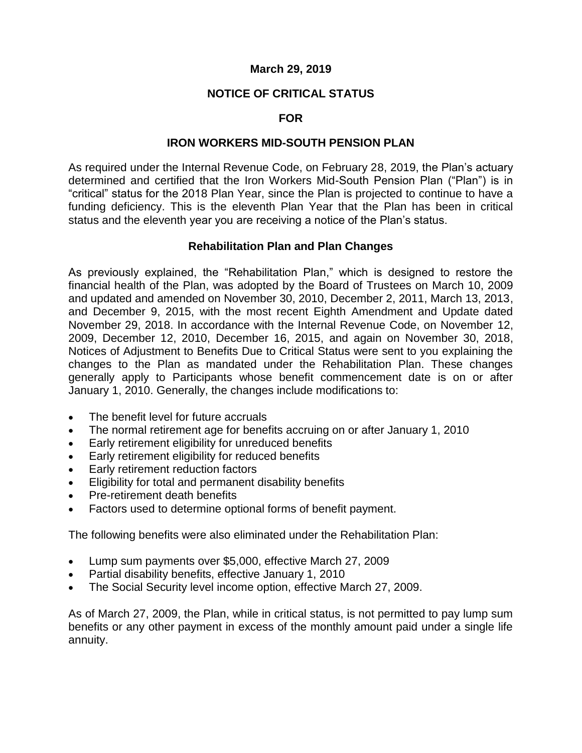**March 29, 2019**

**NOTICE OF CRITICAL STATUS**

**FOR**

**IRON WORKERS MID-SOUTH PENSION PLAN**

As required under the Internal Revenue Code, on February 28, 2019, the Plan's actuary determined and certified that the Iron Workers Mid-South Pension Plan ("Plan") is in "critical" status for the 2018 Plan Year, since the Plan is projected to continue to have a funding deficiency. This is the eleventh Plan Year that the Plan has been in critical status and the eleventh year you are receiving a notice of the Plan's status.

**Rehabilitation Plan and Plan Changes**

As previously explained, the "Rehabilitation Plan," which is designed to restore the financial health of the Plan, was adopted by the Board of Trustees on March 10, 2009 and updated and amended on November 30, 2010, December 2, 2011, March 13, 2013, and December 9, 2015, with the most recent Eighth Amendment and Update dated November 29, 2018. In accordance with the Internal Revenue Code, on November 12, 2009, December 12, 2010, December 16, 2015, and again on November 30, 2018, Notices of Adjustment to Benefits Due to Critical Status were sent to you explaining the changes to the Plan as mandated under the Rehabilitation Plan. These changes generally apply to Participants whose benefit commencement date is on or after January 1, 2010. Generally, the changes include modifications to:

- The benefit level for future accruals
- The normal retirement age for benefits accruing on or after January 1, 2010
- Early retirement eligibility for unreduced benefits
- Early retirement eligibility for reduced benefits
- Early retirement reduction factors
- Eligibility for total and permanent disability benefits
- Pre-retirement death benefits
- Factors used to determine optional forms of benefit payment.

The following benefits were also eliminated under the Rehabilitation Plan:

- Lump sum payments over $5,000, effective March 27, 2009
- Partial disability benefits, effective January 1, 2010
- The Social Security level income option, effective March 27, 2009.

As of March 27, 2009, the Plan, while in critical status, is not permitted to pay lump sum benefits or any other payment in excess of the monthly amount paid under a single life annuity.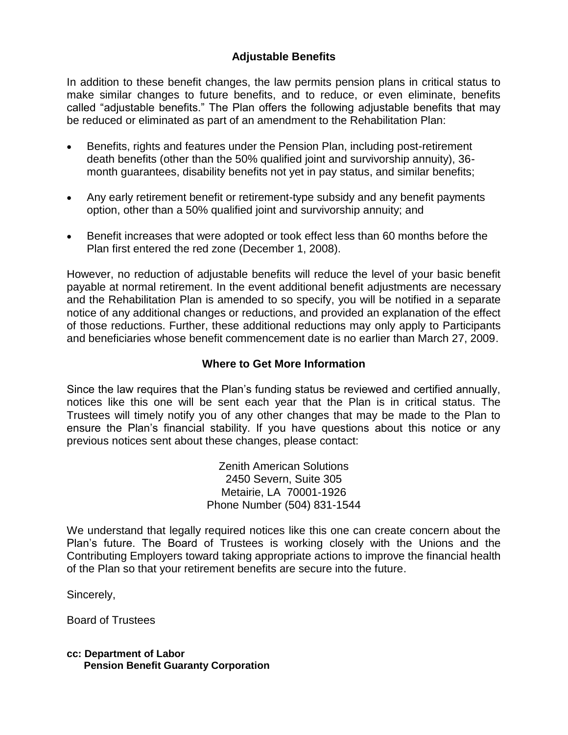## Adjustable Benefits

In addition to these benefit changes, the law permits pension plans in critical status to make similar changes to future benefits, and to reduce, or even eliminate, benefits called "adjustable benefits." The Plan offers the following adjustable benefits that may be reduced or eliminated as part of an amendment to the Rehabilitation Plan:

- Benefits, rights and features under the Pension Plan, including post-retirement death benefits (other than the 50% qualified joint and survivorship annuity), 36-month guarantees, disability benefits not yet in pay status, and similar benefits;
- Any early retirement benefit or retirement-type subsidy and any benefit payments option, other than a 50% qualified joint and survivorship annuity; and
- Benefit increases that were adopted or took effect less than 60 months before the Plan first entered the red zone (December 1, 2008).

However, no reduction of adjustable benefits will reduce the level of your basic benefit payable at normal retirement. In the event additional benefit adjustments are necessary and the Rehabilitation Plan is amended to so specify, you will be notified in a separate notice of any additional changes or reductions, and provided an explanation of the effect of those reductions. Further, these additional reductions may only apply to Participants and beneficiaries whose benefit commencement date is no earlier than March 27, 2009.

## Where to Get More Information

Since the law requires that the Plan's funding status be reviewed and certified annually, notices like this one will be sent each year that the Plan is in critical status. The Trustees will timely notify you of any other changes that may be made to the Plan to ensure the Plan's financial stability. If you have questions about this notice or any previous notices sent about these changes, please contact:

Zenith American Solutions
2450 Severn, Suite 305
Metairie, LA 70001-1926
Phone Number (504) 831-1544

We understand that legally required notices like this one can create concern about the Plan's future. The Board of Trustees is working closely with the Unions and the Contributing Employers toward taking appropriate actions to improve the financial health of the Plan so that your retirement benefits are secure into the future.

Sincerely,

Board of Trustees

**cc: Department of Labor**
**Pension Benefit Guaranty Corporation**